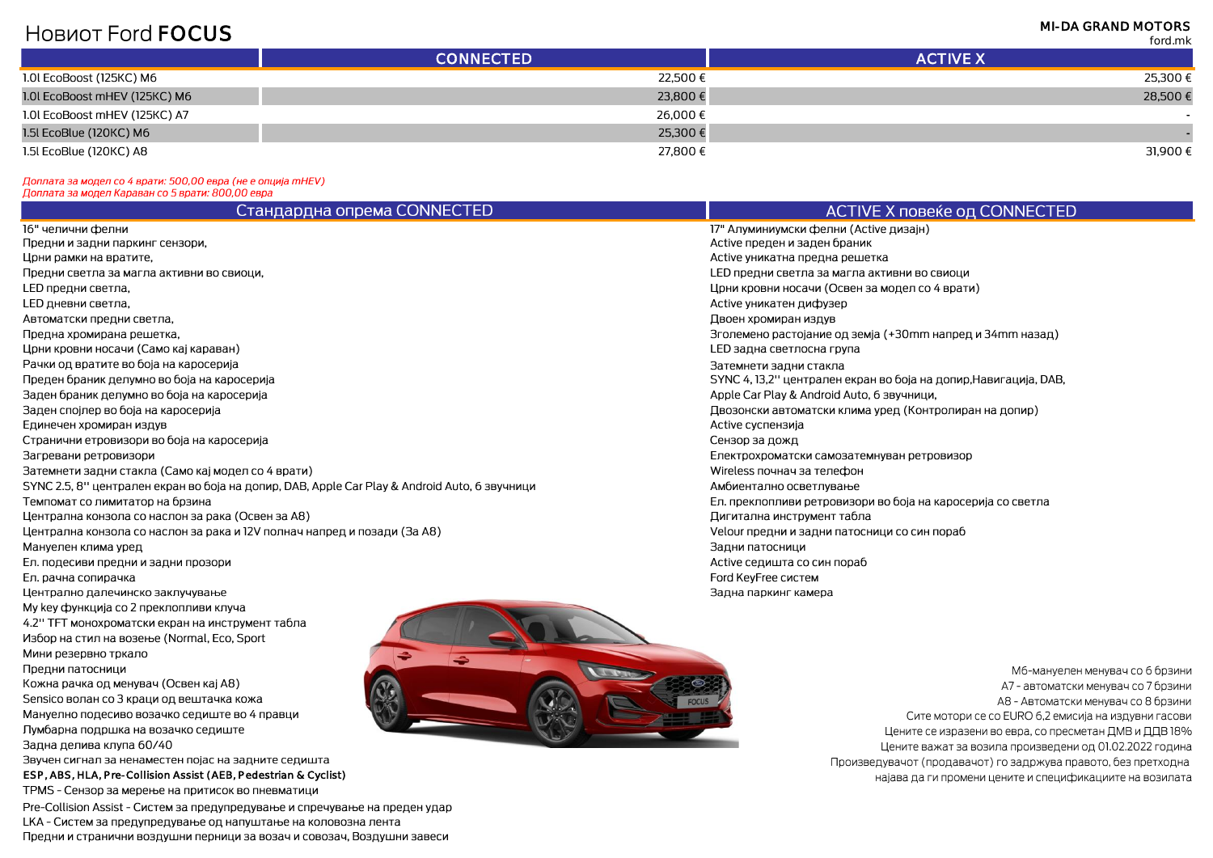# Новиот Ford **FOCUS**

**MI-DA GRAND MOTORS**
ford.mk

| | CONNECTED | ACTIVE X |
|---|---|---|
| 1.0l EcoBoost (125KC) M6 | 22,500 € | 25,300 € |
| 1.0l EcoBoost mHEV (125KC) M6 | 23,800 € | 28,500 € |
| 1.0l EcoBoost mHEV (125KC) A7 | 26,000 € | - |
| 1.5l EcoBlue (120KC) M6 | 25,300 € | - |
| 1.5l EcoBlue (120KC) A8 | 27,800 € | 31,900 € |

*Доплата за модел со 4 врати: 500,00 евра (не е опција mHEV)*
*Доплата за модел Караван со 5 врати: 800,00 евра*

## Стандардна опрема CONNECTED

16" челични фелни
Предни и задни паркинг сензори,
Црни рамки на вратите,
Предни светла за магла активни во свиоци,
LED предни светла,
LED дневни светла,
Автоматски предни светла,
Предна хромирана решетка,
Црни кровни носачи (Само кај караван)
Рачки од вратите во боја на каросерија
Преден браник делумно во боја на каросерија
Заден браник делумно во боја на каросерија
Заден спојлер во боја на каросерија
Единечен хромиран издув
Странични етровизори во боја на каросерија
Загревани ретровизори
Затемнети задни стакла (Само кај модел со 4 врати)
SYNC 2.5, 8'' централен екран во боја на допир, DAB, Apple Car Play & Android Auto, 6 звучници
Темпомат со лимитатор на брзина
Централна конзола со наслон за рака (Освен за A8)
Централна конзола со наслон за рака и 12V полнач напред и позади (За A8)
Мануелен клима уред
Ел. подесиви предни и задни прозори
Ел. рачна сопирачка
Централно далечинско заклучување
My key функција со 2 преклопливи клуча
4.2'' TFT монохроматски екран на инструмент табла
Избор на стил на возење (Normal, Eco, Sport
Мини резервно тркало
Предни патосници
Кожна рачка од менувач (Освен кај A8)
Sensico волан со 3 краци од вештачка кожа
Мануелно подесиво возачко седиште во 4 правци
Лумбарна подршка на возачко седиште
Задна делива клупа 60/40
Звучен сигнал за ненаместен појас на задните седишта
**ESP, ABS, HLA, Pre-Collision Assist (AEB, Pedestrian & Cyclist)**
TPMS - Сензор за мерење на притисок во пневматици
Pre-Collision Assist - Систем за предупредување и спречување на преден удар
LKA - Систем за предупредување од напуштање на коловозна лента
Предни и странични воздушни перници за возач и совозач, Воздушни завеси

## ACTIVE X повеќе од CONNECTED

17" Алуминиумски фелни (Active дизајн)
Active преден и заден браник
Active уникатна предна решетка
LED предни светла за магла активни во свиоци
Црни кровни носачи (Освен за модел со 4 врати)
Active уникатен дифузер
Двоен хромиран издув
Зголемено растојание од земја (+30mm напред и 34mm назад)
LED задна светлосна група
Затемнети задни стакла
SYNC 4, 13,2'' централен екран во боја на допир,Навигација, DAB,
Apple Car Play & Android Auto, 6 звучници,
Двозонски автоматски клима уред (Контролиран на допир)
Active суспензија
Сензор за дожд
Електрохроматски самозатемнуван ретровизор
Wireless почнач за телефон
Амбиентално осветлување
Ел. преклопливи ретровизори во боја на каросерија со светла
Дигитална инструмент табла
Velour предни и задни патосници со син пораб
Задни патосници
Active седишта со син пораб
Ford KeyFree систем
Задна паркинг камера

M6-мануелен менувач со 6 брзини
A7 - автоматски менувач со 7 брзини
A8 - Автоматски менувач со 8 брзини
Сите мотори се со EURO 6,2 емисија на издувни гасови
Цените се изразени во евра, со пресметан ДМВ и ДДВ 18%
Цените важат за возила произведени од 01.02.2022 година
Произведувачот (продавачот) го задржува правото, без претходна најава да ги промени цените и спецификациите на возилата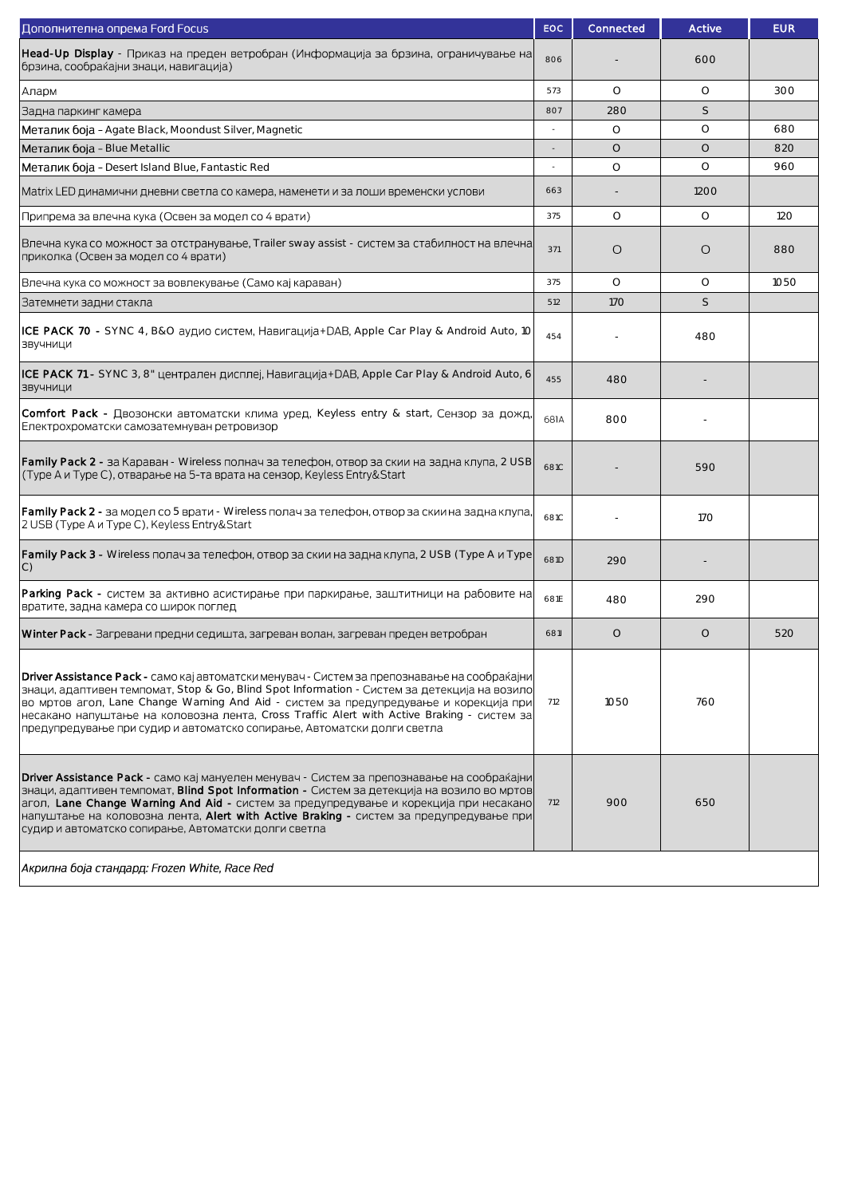| Дополнителна опрема Ford Focus | EOC | Connected | Active | EUR |
|---|---|---|---|---|
| **Head-Up Display** - Приказ на преден ветробран (Информација за брзина, ограничување на брзина, сообраќајни знаци, навигација) | 806 | - | 600 | |
| Аларм | 573 | O | O | 300 |
| Задна паркинг камера | 807 | 280 | S | |
| Металик боја – Agate Black, Moondust Silver, Magnetic | - | O | O | 680 |
| Металик боја – Blue Metallic | - | O | O | 820 |
| Металик боја – Desert Island Blue, Fantastic Red | - | O | O | 960 |
| Matrix LED динамични дневни светла со камера, наменети и за лоши временски услови | 663 | - | 1200 | |
| Припрема за влечна кука (Освен за модел со 4 врати) | 375 | O | O | 120 |
| Влечна кука со можност за отстранување, Trailer sway assist - систем за стабилност на влечна приколка (Освен за модел со 4 врати) | 371 | O | O | 880 |
| Влечна кука со можност за вовлекување (Само кај караван) | 375 | O | O | 1050 |
| Затемнети задни стакла | 512 | 170 | S | |
| **ICE PACK 70** - SYNC 4, B&O аудио систем, Навигација+DAB, Apple Car Play & Android Auto, 10 звучници | 454 | - | 480 | |
| **ICE PACK 71** - SYNC 3, 8" централен дисплеј, Навигација+DAB, Apple Car Play & Android Auto, 6 звучници | 455 | 480 | - | |
| **Comfort Pack** - Двозонски автоматски клима уред, Keyless entry & start, Сензор за дожд, Електрохроматски самозатемнуван ретровизор | 681A | 800 | - | |
| **Family Pack 2** - за Караван - Wireless полнач за телефон, отвор за скии на задна клупа, 2 USB (Type A и Type C), отварање на 5-та врата на сензор, Keyless Entry&Start | 681C | - | 590 | |
| **Family Pack 2** - за модел со 5 врати - Wireless полач за телефон, отвор за скии на задна клупа, 2 USB (Type A и Type C), Keyless Entry&Start | 681C | - | 170 | |
| **Family Pack 3** - Wireless полач за телефон, отвор за скии на задна клупа, 2 USB (Type A и Type C) | 681D | 290 | - | |
| **Parking Pack** - систем за активно асистирање при паркирање, заштитници на рабовите на вратите, задна камера со широк поглед | 681E | 480 | 290 | |
| **Winter Pack** - Загревани предни седишта, загреван волан, загреван преден ветробран | 681I | O | O | 520 |
| **Driver Assistance Pack** - само кај автоматски менувач - Систем за препознавање на сообраќајни знаци, адаптивен темпомат, Stop & Go, Blind Spot Information - Систем за детекција на возило во мртов агол, Lane Change Warning And Aid - систем за предупредување и корекција при несакано напуштање на коловозна лента, Cross Traffic Alert with Active Braking - систем за предупредување при судир и автоматско сопирање, Автоматски долги светла | 712 | 1050 | 760 | |
| **Driver Assistance Pack** - само кај мануелен менувач - Систем за препознавање на сообраќајни знаци, **Blind Spot Information** - Систем за детекција на возило во мртов агол, **Lane Change Warning And Aid** - систем за предупредување и корекција при несакано напуштање на коловозна лента, **Alert with Active Braking** - систем за предупредување при судир и автоматско сопирање, Автоматски долги светла | 712 | 900 | 650 | |

*Акрилна боја стандард: Frozen White, Race Red*